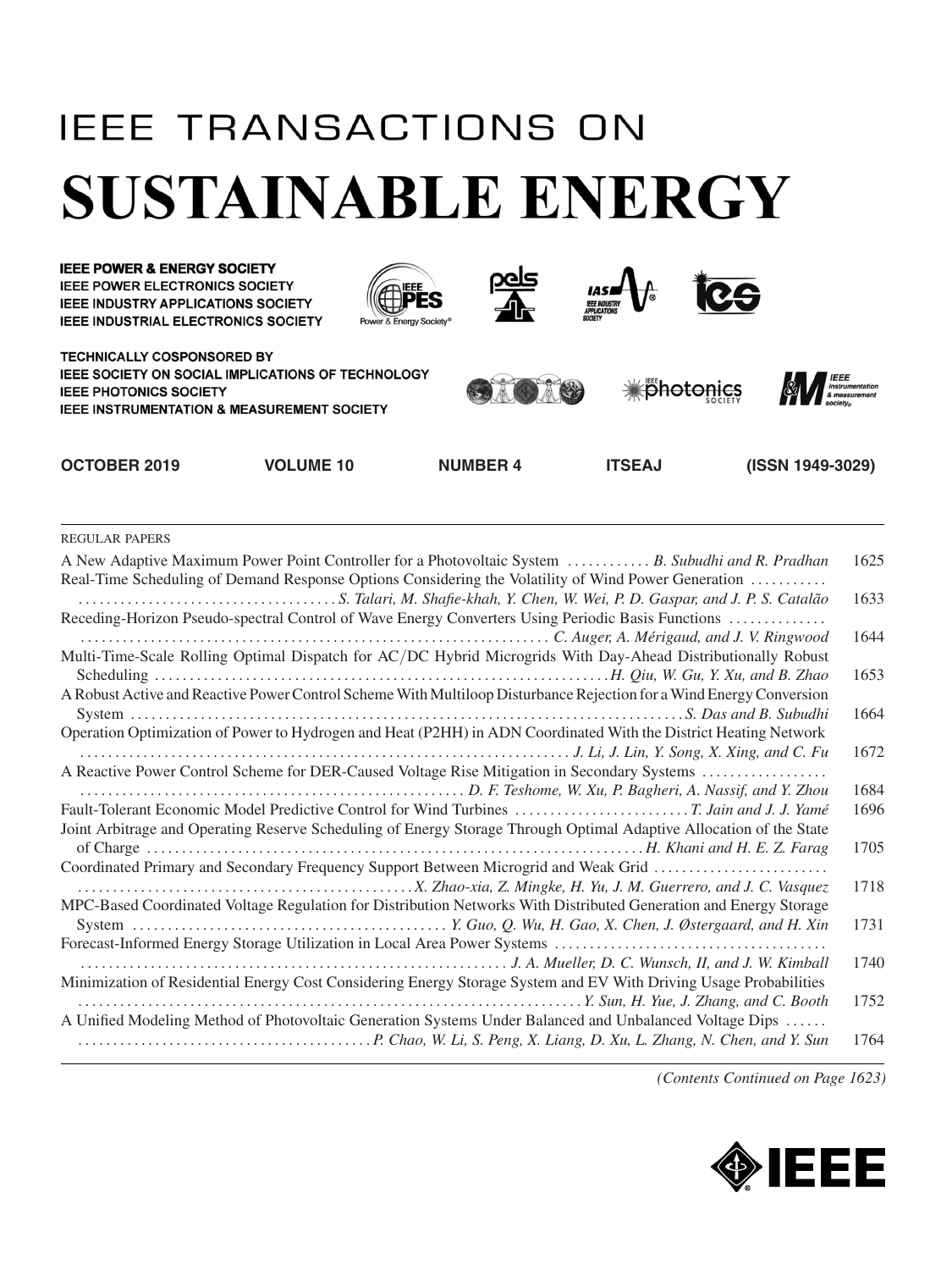# IEEE TRANSACTIONS ON

# SUSTAINABLE ENERGY

**IEEE POWER & ENERGY SOCIETY**
**IEEE POWER ELECTRONICS SOCIETY**
**IEEE INDUSTRY APPLICATIONS SOCIETY**
**IEEE INDUSTRIAL ELECTRONICS SOCIETY**

**TECHNICALLY COSPONSORED BY**
**IEEE SOCIETY ON SOCIAL IMPLICATIONS OF TECHNOLOGY**
**IEEE PHOTONICS SOCIETY**
**IEEE INSTRUMENTATION & MEASUREMENT SOCIETY**

**OCTOBER 2019 VOLUME 10 NUMBER 4 ITSEAJ (ISSN 1949-3029)**

REGULAR PAPERS

A New Adaptive Maximum Power Point Controller for a Photovoltaic System ............ *B. Subudhi and R. Pradhan* 1625

Real-Time Scheduling of Demand Response Options Considering the Volatility of Wind Power Generation ........... .......................... *S. Talari, M. Shafie-khah, Y. Chen, W. Wei, P. D. Gaspar, and J. P. S. Catalão* 1633

Receding-Horizon Pseudo-spectral Control of Wave Energy Converters Using Periodic Basis Functions ............. ................................ *C. Auger, A. Mérigaud, and J. V. Ringwood* 1644

Multi-Time-Scale Rolling Optimal Dispatch for AC/DC Hybrid Microgrids With Day-Ahead Distributionally Robust Scheduling ................................ *H. Qiu, W. Gu, Y. Xu, and B. Zhao* 1653

A Robust Active and Reactive Power Control Scheme With Multiloop Disturbance Rejection for a Wind Energy Conversion System ................................ *S. Das and B. Subudhi* 1664

Operation Optimization of Power to Hydrogen and Heat (P2HH) in ADN Coordinated With the District Heating Network ................................ *J. Li, J. Lin, Y. Song, X. Xing, and C. Fu* 1672

A Reactive Power Control Scheme for DER-Caused Voltage Rise Mitigation in Secondary Systems ................. ................................ *D. F. Teshome, W. Xu, P. Bagheri, A. Nassif, and Y. Zhou* 1684

Fault-Tolerant Economic Model Predictive Control for Wind Turbines ......................... *T. Jain and J. J. Yamé* 1696

Joint Arbitrage and Operating Reserve Scheduling of Energy Storage Through Optimal Adaptive Allocation of the State of Charge ................................ *H. Khani and H. E. Z. Farag* 1705

Coordinated Primary and Secondary Frequency Support Between Microgrid and Weak Grid ........................ ................................ *X. Zhao-xia, Z. Mingke, H. Yu, J. M. Guerrero, and J. C. Vasquez* 1718

MPC-Based Coordinated Voltage Regulation for Distribution Networks With Distributed Generation and Energy Storage System ................................ *Y. Guo, Q. Wu, H. Gao, X. Chen, J. Østergaard, and H. Xin* 1731

Forecast-Informed Energy Storage Utilization in Local Area Power Systems ...................................... ................................ *J. A. Mueller, D. C. Wunsch, II, and J. W. Kimball* 1740

Minimization of Residential Energy Cost Considering Energy Storage System and EV With Driving Usage Probabilities ................................ *Y. Sun, H. Yue, J. Zhang, and C. Booth* 1752

A Unified Modeling Method of Photovoltaic Generation Systems Under Balanced and Unbalanced Voltage Dips ...... ................................ *P. Chao, W. Li, S. Peng, X. Liang, D. Xu, L. Zhang, N. Chen, and Y. Sun* 1764

*(Contents Continued on Page 1623)*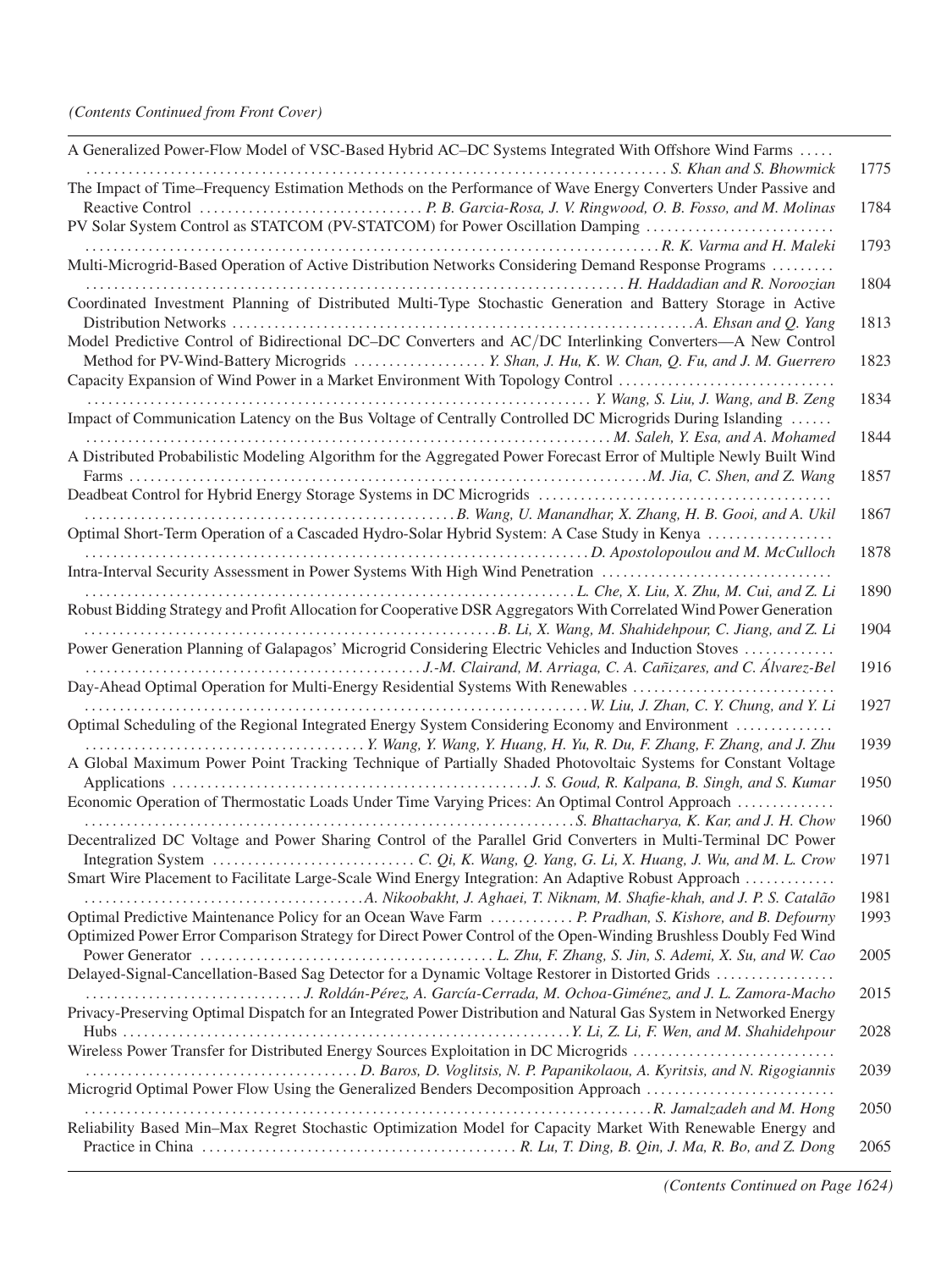*(Contents Continued from Front Cover)*

A Generalized Power-Flow Model of VSC-Based Hybrid AC–DC Systems Integrated With Offshore Wind Farms ..... *S. Khan and S. Bhowmick* 1775

The Impact of Time–Frequency Estimation Methods on the Performance of Wave Energy Converters Under Passive and Reactive Control ..... *P. B. Garcia-Rosa, J. V. Ringwood, O. B. Fosso, and M. Molinas* 1784

PV Solar System Control as STATCOM (PV-STATCOM) for Power Oscillation Damping ..... *R. K. Varma and H. Maleki* 1793

Multi-Microgrid-Based Operation of Active Distribution Networks Considering Demand Response Programs ..... *H. Haddadian and R. Noroozian* 1804

Coordinated Investment Planning of Distributed Multi-Type Stochastic Generation and Battery Storage in Active Distribution Networks ..... *A. Ehsan and Q. Yang* 1813

Model Predictive Control of Bidirectional DC–DC Converters and AC/DC Interlinking Converters—A New Control Method for PV-Wind-Battery Microgrids ..... *Y. Shan, J. Hu, K. W. Chan, Q. Fu, and J. M. Guerrero* 1823

Capacity Expansion of Wind Power in a Market Environment With Topology Control ..... *Y. Wang, S. Liu, J. Wang, and B. Zeng* 1834

Impact of Communication Latency on the Bus Voltage of Centrally Controlled DC Microgrids During Islanding ..... *M. Saleh, Y. Esa, and A. Mohamed* 1844

A Distributed Probabilistic Modeling Algorithm for the Aggregated Power Forecast Error of Multiple Newly Built Wind Farms ..... *M. Jia, C. Shen, and Z. Wang* 1857

Deadbeat Control for Hybrid Energy Storage Systems in DC Microgrids ..... *B. Wang, U. Manandhar, X. Zhang, H. B. Gooi, and A. Ukil* 1867

Optimal Short-Term Operation of a Cascaded Hydro-Solar Hybrid System: A Case Study in Kenya ..... *D. Apostolopoulou and M. McCulloch* 1878

Intra-Interval Security Assessment in Power Systems With High Wind Penetration ..... *L. Che, X. Liu, X. Zhu, M. Cui, and Z. Li* 1890

Robust Bidding Strategy and Profit Allocation for Cooperative DSR Aggregators With Correlated Wind Power Generation ..... *B. Li, X. Wang, M. Shahidehpour, C. Jiang, and Z. Li* 1904

Power Generation Planning of Galapagos' Microgrid Considering Electric Vehicles and Induction Stoves ..... *J.-M. Clairand, M. Arriaga, C. A. Cañizares, and C. Álvarez-Bel* 1916

Day-Ahead Optimal Operation for Multi-Energy Residential Systems With Renewables ..... *W. Liu, J. Zhan, C. Y. Chung, and Y. Li* 1927

Optimal Scheduling of the Regional Integrated Energy System Considering Economy and Environment ..... *Y. Wang, Y. Wang, Y. Huang, H. Yu, R. Du, F. Zhang, F. Zhang, and J. Zhu* 1939

A Global Maximum Power Point Tracking Technique of Partially Shaded Photovoltaic Systems for Constant Voltage Applications ..... *J. S. Goud, R. Kalpana, B. Singh, and S. Kumar* 1950

Economic Operation of Thermostatic Loads Under Time Varying Prices: An Optimal Control Approach ..... *S. Bhattacharya, K. Kar, and J. H. Chow* 1960

Decentralized DC Voltage and Power Sharing Control of the Parallel Grid Converters in Multi-Terminal DC Power Integration System ..... *C. Qi, K. Wang, Q. Yang, G. Li, X. Huang, J. Wu, and M. L. Crow* 1971

Smart Wire Placement to Facilitate Large-Scale Wind Energy Integration: An Adaptive Robust Approach ..... *A. Nikoobakht, J. Aghaei, T. Niknam, M. Shafie-khah, and J. P. S. Catalão* 1981

Optimal Predictive Maintenance Policy for an Ocean Wave Farm ..... *P. Pradhan, S. Kishore, and B. Defourny* 1993

Optimized Power Error Comparison Strategy for Direct Power Control of the Open-Winding Brushless Doubly Fed Wind Power Generator ..... *L. Zhu, F. Zhang, S. Jin, S. Ademi, X. Su, and W. Cao* 2005

Delayed-Signal-Cancellation-Based Sag Detector for a Dynamic Voltage Restorer in Distorted Grids ..... *J. Roldán-Pérez, A. García-Cerrada, M. Ochoa-Giménez, and J. L. Zamora-Macho* 2015

Privacy-Preserving Optimal Dispatch for an Integrated Power Distribution and Natural Gas System in Networked Energy Hubs ..... *Y. Li, Z. Li, F. Wen, and M. Shahidehpour* 2028

Wireless Power Transfer for Distributed Energy Sources Exploitation in DC Microgrids ..... *D. Baros, D. Voglitsis, N. P. Papanikolaou, A. Kyritsis, and N. Rigogiannis* 2039

Microgrid Optimal Power Flow Using the Generalized Benders Decomposition Approach ..... *R. Jamalzadeh and M. Hong* 2050

Reliability Based Min–Max Regret Stochastic Optimization Model for Capacity Market With Renewable Energy and Practice in China ..... *R. Lu, T. Ding, B. Qin, J. Ma, R. Bo, and Z. Dong* 2065

*(Contents Continued on Page 1624)*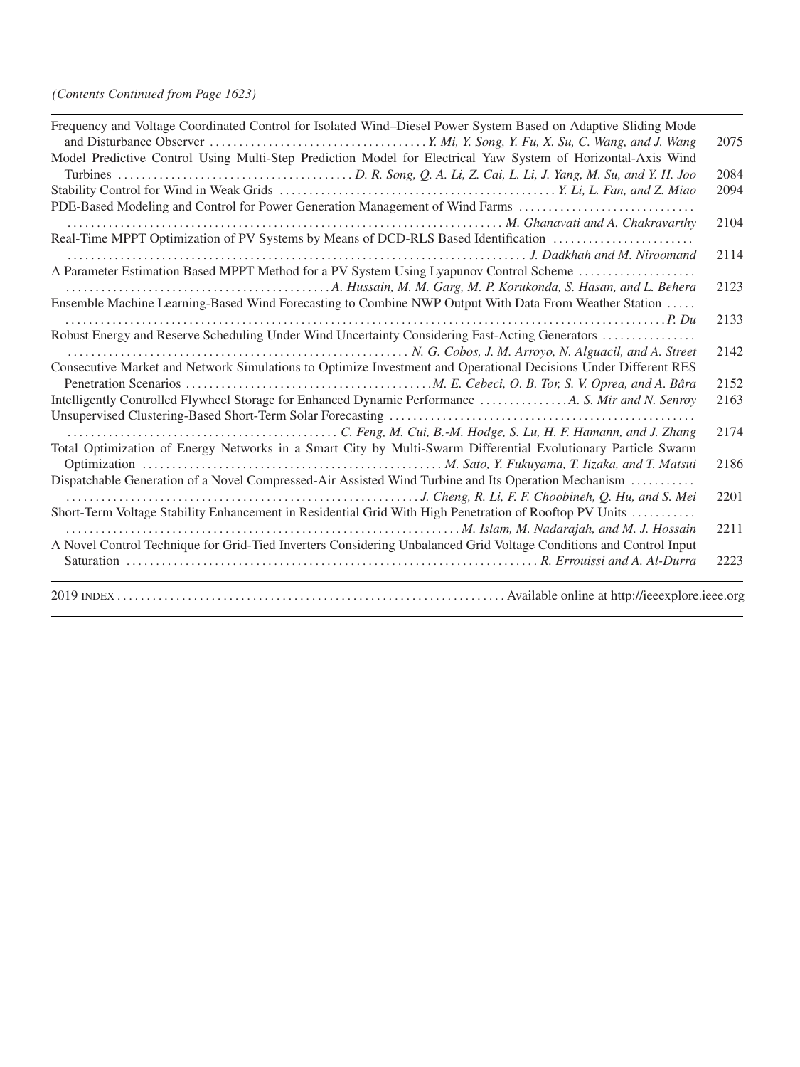*(Contents Continued from Page 1623)*

Frequency and Voltage Coordinated Control for Isolated Wind–Diesel Power System Based on Adaptive Sliding Mode and Disturbance Observer ..................................... *Y. Mi, Y. Song, Y. Fu, X. Su, C. Wang, and J. Wang* 2075

Model Predictive Control Using Multi-Step Prediction Model for Electrical Yaw System of Horizontal-Axis Wind Turbines ........................................ *D. R. Song, Q. A. Li, Z. Cai, L. Li, J. Yang, M. Su, and Y. H. Joo* 2084

Stability Control for Wind in Weak Grids ............................................... *Y. Li, L. Fan, and Z. Miao* 2094

PDE-Based Modeling and Control for Power Generation Management of Wind Farms ............................................................................................ *M. Ghanavati and A. Chakravarthy* 2104

Real-Time MPPT Optimization of PV Systems by Means of DCD-RLS Based Identification ........................................................................................ *J. Dadkhah and M. Niroomand* 2114

A Parameter Estimation Based MPPT Method for a PV System Using Lyapunov Control Scheme .................... ............................................ *A. Hussain, M. M. Garg, M. P. Korukonda, S. Hasan, and L. Behera* 2123

Ensemble Machine Learning-Based Wind Forecasting to Combine NWP Output With Data From Weather Station ..... ............................................................................................................ *P. Du* 2133

Robust Energy and Reserve Scheduling Under Wind Uncertainty Considering Fast-Acting Generators ................ ......................................................... *N. G. Cobos, J. M. Arroyo, N. Alguacil, and A. Street* 2142

Consecutive Market and Network Simulations to Optimize Investment and Operational Decisions Under Different RES Penetration Scenarios .......................................... *M. E. Cebeci, O. B. Tor, S. V. Oprea, and A. Bâra* 2152

Intelligently Controlled Flywheel Storage for Enhanced Dynamic Performance ............... *A. S. Mir and N. Senroy* 2163

Unsupervised Clustering-Based Short-Term Solar Forecasting ................................................... ............................................. *C. Feng, M. Cui, B.-M. Hodge, S. Lu, H. F. Hamann, and J. Zhang* 2174

Total Optimization of Energy Networks in a Smart City by Multi-Swarm Differential Evolutionary Particle Swarm Optimization .................................................. *M. Sato, Y. Fukuyama, T. Iizaka, and T. Matsui* 2186

Dispatchable Generation of a Novel Compressed-Air Assisted Wind Turbine and Its Operation Mechanism ........... ........................................................... *J. Cheng, R. Li, F. F. Choobineh, Q. Hu, and S. Mei* 2201

Short-Term Voltage Stability Enhancement in Residential Grid With High Penetration of Rooftop PV Units ........... ................................................................... *M. Islam, M. Nadarajah, and M. J. Hossain* 2211

A Novel Control Technique for Grid-Tied Inverters Considering Unbalanced Grid Voltage Conditions and Control Input Saturation ...................................................................... *R. Errouissi and A. Al-Durra* 2223

2019 INDEX ................................................................. Available online at http://ieeexplore.ieee.org